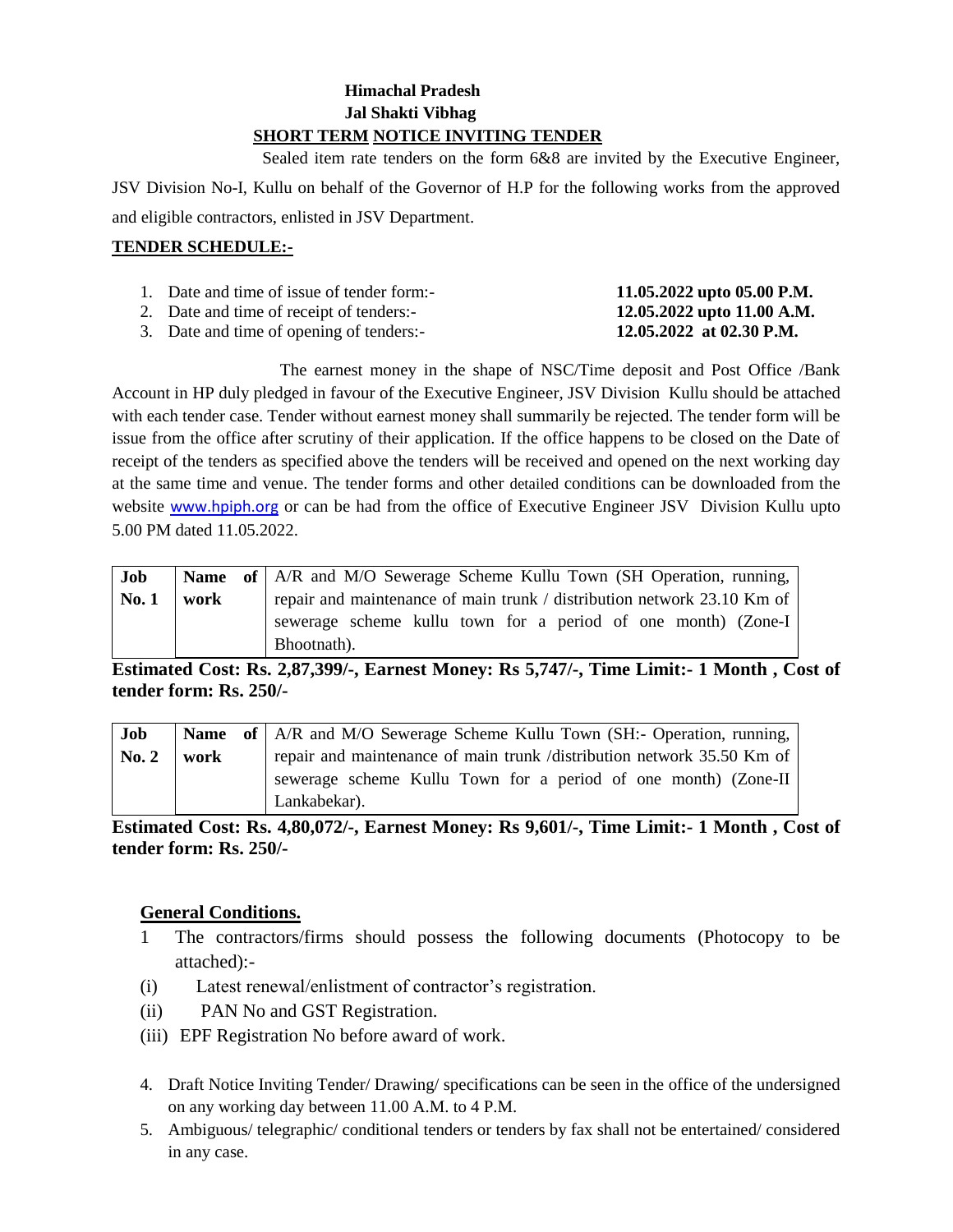**Himachal Pradesh**
**Jal Shakti Vibhag**
**SHORT TERM NOTICE INVITING TENDER**

Sealed item rate tenders on the form 6&8 are invited by the Executive Engineer, JSV Division No-I, Kullu on behalf of the Governor of H.P for the following works from the approved and eligible contractors, enlisted in JSV Department.

**TENDER SCHEDULE:-**

1. Date and time of issue of tender form:- **11.05.2022 upto 05.00 P.M.**
2. Date and time of receipt of tenders:- **12.05.2022 upto 11.00 A.M.**
3. Date and time of opening of tenders:- **12.05.2022 at 02.30 P.M.**

The earnest money in the shape of NSC/Time deposit and Post Office /Bank Account in HP duly pledged in favour of the Executive Engineer, JSV Division Kullu should be attached with each tender case. Tender without earnest money shall summarily be rejected. The tender form will be issue from the office after scrutiny of their application. If the office happens to be closed on the Date of receipt of the tenders as specified above the tenders will be received and opened on the next working day at the same time and venue. The tender forms and other detailed conditions can be downloaded from the website www.hpiph.org or can be had from the office of Executive Engineer JSV Division Kullu upto 5.00 PM dated 11.05.2022.

| **Job No. 1** | **Name of work** | A/R and M/O Sewerage Scheme Kullu Town (SH Operation, running, repair and maintenance of main trunk / distribution network 23.10 Km of sewerage scheme kullu town for a period of one month) (Zone-I Bhootnath). |
|---|---|---|

**Estimated Cost: Rs. 2,87,399/-, Earnest Money: Rs 5,747/-, Time Limit:- 1 Month , Cost of tender form: Rs. 250/-**

| **Job No. 2** | **Name of work** | A/R and M/O Sewerage Scheme Kullu Town (SH:- Operation, running, repair and maintenance of main trunk /distribution network 35.50 Km of sewerage scheme Kullu Town for a period of one month) (Zone-II Lankabekar). |
|---|---|---|

**Estimated Cost: Rs. 4,80,072/-, Earnest Money: Rs 9,601/-, Time Limit:- 1 Month , Cost of tender form: Rs. 250/-**

**General Conditions.**

1 The contractors/firms should possess the following documents (Photocopy to be attached):-

(i) Latest renewal/enlistment of contractor's registration.

(ii) PAN No and GST Registration.

(iii) EPF Registration No before award of work.

4. Draft Notice Inviting Tender/ Drawing/ specifications can be seen in the office of the undersigned on any working day between 11.00 A.M. to 4 P.M.
5. Ambiguous/ telegraphic/ conditional tenders or tenders by fax shall not be entertained/ considered in any case.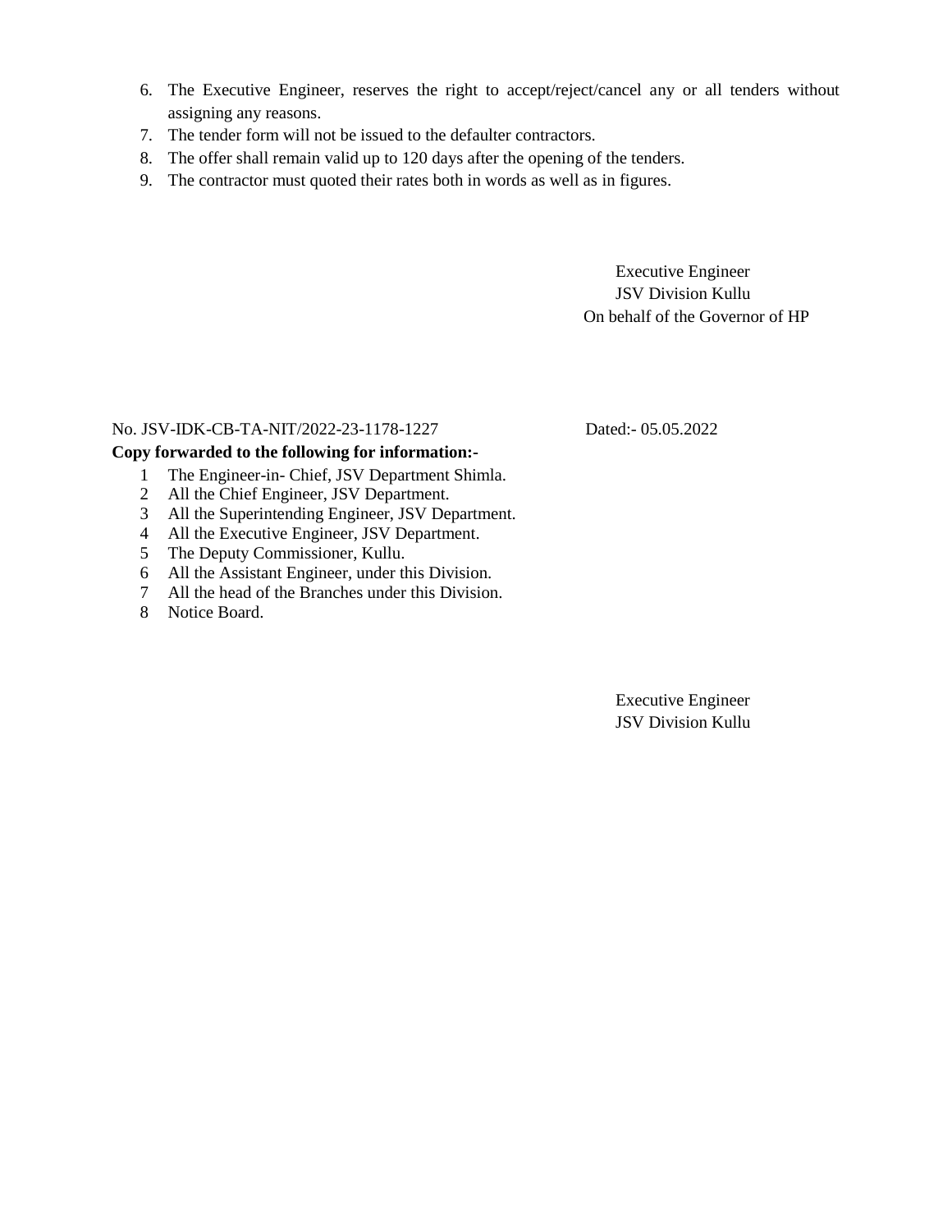6. The Executive Engineer, reserves the right to accept/reject/cancel any or all tenders without assigning any reasons.
7. The tender form will not be issued to the defaulter contractors.
8. The offer shall remain valid up to 120 days after the opening of the tenders.
9. The contractor must quoted their rates both in words as well as in figures.

Executive Engineer
JSV Division Kullu
On behalf of the Governor of HP

No. JSV-IDK-CB-TA-NIT/2022-23-1178-1227 Dated:- 05.05.2022

**Copy forwarded to the following for information:-**

1 The Engineer-in- Chief, JSV Department Shimla.
2 All the Chief Engineer, JSV Department.
3 All the Superintending Engineer, JSV Department.
4 All the Executive Engineer, JSV Department.
5 The Deputy Commissioner, Kullu.
6 All the Assistant Engineer, under this Division.
7 All the head of the Branches under this Division.
8 Notice Board.

Executive Engineer
JSV Division Kullu